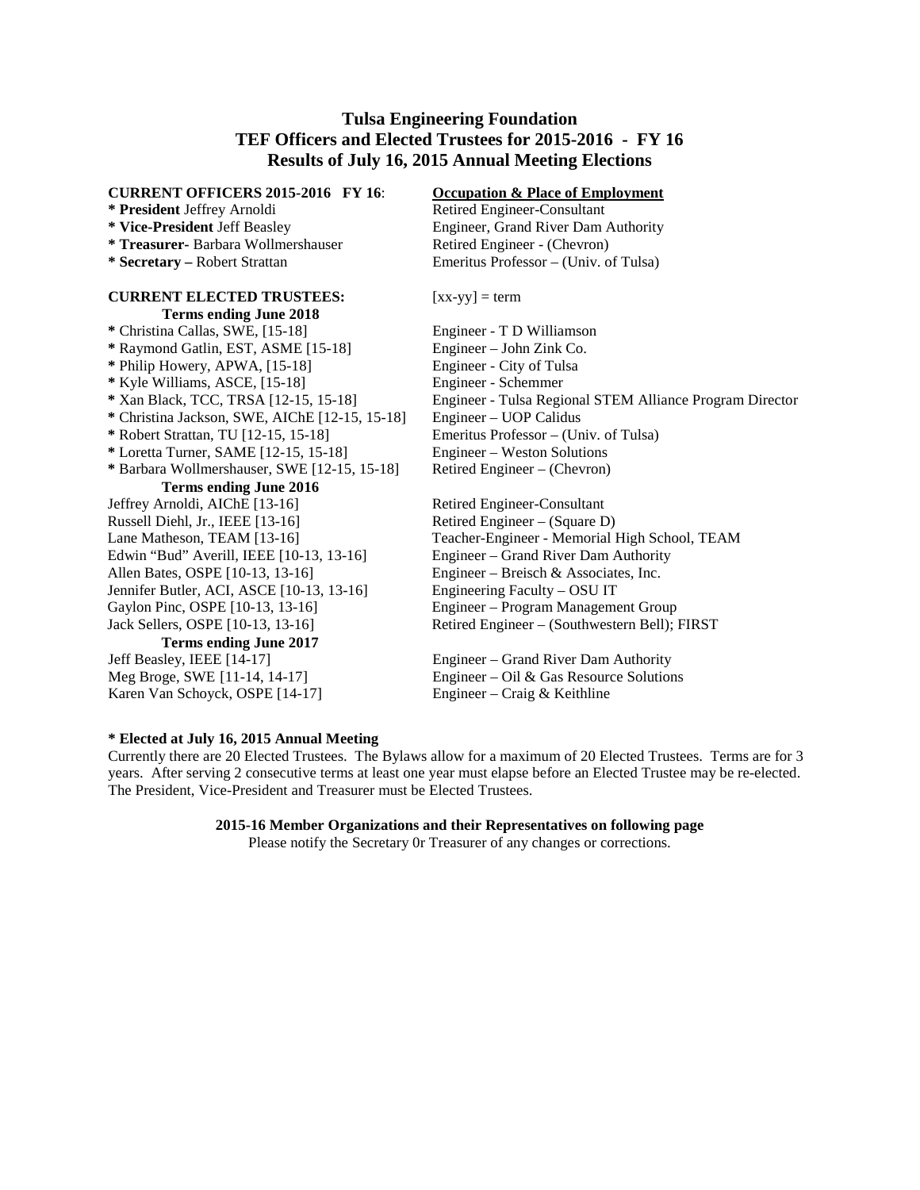# Tulsa Engineering Foundation
## TEF Officers and Elected Trustees for 2015-2016 - FY 16
## Results of July 16, 2015 Annual Meeting Elections

| **CURRENT OFFICERS 2015-2016 FY 16**: | **Occupation & Place of Employment** |
|---|---|
| * **President** Jeffrey Arnoldi | Retired Engineer-Consultant |
| * **Vice-President** Jeff Beasley | Engineer, Grand River Dam Authority |
| * **Treasurer-** Barbara Wollmershauser | Retired Engineer - (Chevron) |
| * **Secretary –** Robert Strattan | Emeritus Professor – (Univ. of Tulsa) |

| **CURRENT ELECTED TRUSTEES:** | [xx-yy] = term |
|---|---|
| **Terms ending June 2018** | |
| * Christina Callas, SWE, [15-18] | Engineer - T D Williamson |
| * Raymond Gatlin, EST, ASME [15-18] | Engineer – John Zink Co. |
| * Philip Howery, APWA, [15-18] | Engineer - City of Tulsa |
| * Kyle Williams, ASCE, [15-18] | Engineer - Schemmer |
| * Xan Black, TCC, TRSA [12-15, 15-18] | Engineer - Tulsa Regional STEM Alliance Program Director |
| * Christina Jackson, SWE, AIChE [12-15, 15-18] | Engineer – UOP Calidus |
| * Robert Strattan, TU [12-15, 15-18] | Emeritus Professor – (Univ. of Tulsa) |
| * Loretta Turner, SAME [12-15, 15-18] | Engineer – Weston Solutions |
| * Barbara Wollmershauser, SWE [12-15, 15-18] | Retired Engineer – (Chevron) |
| **Terms ending June 2016** | |
| Jeffrey Arnoldi, AIChE [13-16] | Retired Engineer-Consultant |
| Russell Diehl, Jr., IEEE [13-16] | Retired Engineer – (Square D) |
| Lane Matheson, TEAM [13-16] | Teacher-Engineer - Memorial High School, TEAM |
| Edwin "Bud" Averill, IEEE [10-13, 13-16] | Engineer – Grand River Dam Authority |
| Allen Bates, OSPE [10-13, 13-16] | Engineer – Breisch & Associates, Inc. |
| Jennifer Butler, ACI, ASCE [10-13, 13-16] | Engineering Faculty – OSU IT |
| Gaylon Pinc, OSPE [10-13, 13-16] | Engineer – Program Management Group |
| Jack Sellers, OSPE [10-13, 13-16] | Retired Engineer – (Southwestern Bell); FIRST |
| **Terms ending June 2017** | |
| Jeff Beasley, IEEE [14-17] | Engineer – Grand River Dam Authority |
| Meg Broge, SWE [11-14, 14-17] | Engineer – Oil & Gas Resource Solutions |
| Karen Van Schoyck, OSPE [14-17] | Engineer – Craig & Keithline |

**\* Elected at July 16, 2015 Annual Meeting**

Currently there are 20 Elected Trustees. The Bylaws allow for a maximum of 20 Elected Trustees. Terms are for 3 years. After serving 2 consecutive terms at least one year must elapse before an Elected Trustee may be re-elected. The President, Vice-President and Treasurer must be Elected Trustees.

**2015-16 Member Organizations and their Representatives on following page**

Please notify the Secretary 0r Treasurer of any changes or corrections.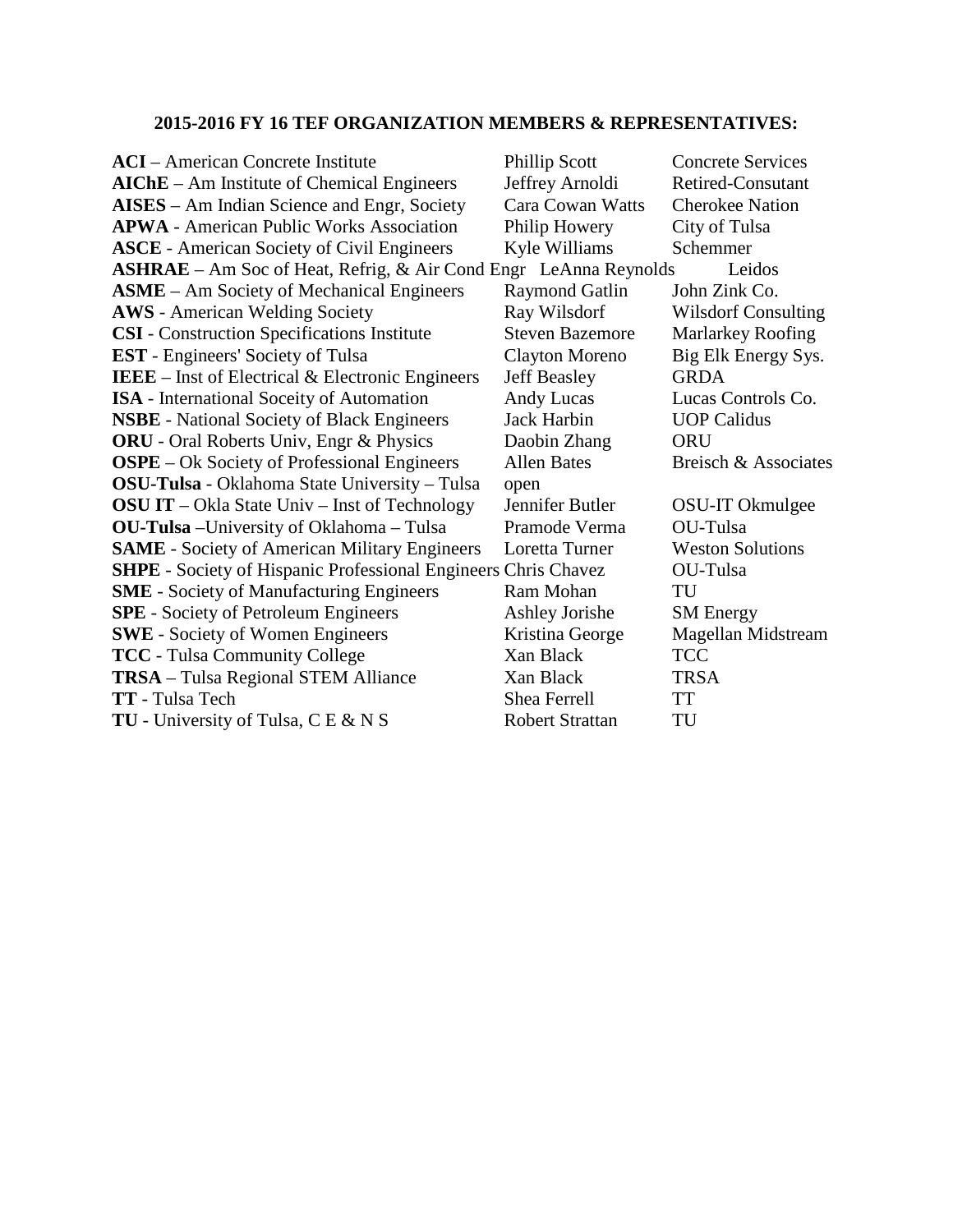**2015-2016 FY 16 TEF ORGANIZATION MEMBERS & REPRESENTATIVES:**

| | | |
|---|---|---|
| **ACI** – American Concrete Institute | Phillip Scott | Concrete Services |
| **AIChE** – Am Institute of Chemical Engineers | Jeffrey Arnoldi | Retired-Consutant |
| **AISES** – Am Indian Science and Engr, Society | Cara Cowan Watts | Cherokee Nation |
| **APWA** - American Public Works Association | Philip Howery | City of Tulsa |
| **ASCE** - American Society of Civil Engineers | Kyle Williams | Schemmer |
| **ASHRAE** – Am Soc of Heat, Refrig, & Air Cond Engr | LeAnna Reynolds | Leidos |
| **ASME** – Am Society of Mechanical Engineers | Raymond Gatlin | John Zink Co. |
| **AWS** - American Welding Society | Ray Wilsdorf | Wilsdorf Consulting |
| **CSI** - Construction Specifications Institute | Steven Bazemore | Marlarkey Roofing |
| **EST** - Engineers' Society of Tulsa | Clayton Moreno | Big Elk Energy Sys. |
| **IEEE** – Inst of Electrical & Electronic Engineers | Jeff Beasley | GRDA |
| **ISA** - International Soceity of Automation | Andy Lucas | Lucas Controls Co. |
| **NSBE** - National Society of Black Engineers | Jack Harbin | UOP Calidus |
| **ORU** - Oral Roberts Univ, Engr & Physics | Daobin Zhang | ORU |
| **OSPE** – Ok Society of Professional Engineers | Allen Bates | Breisch & Associates |
| **OSU-Tulsa** - Oklahoma State University – Tulsa | open | |
| **OSU IT** – Okla State Univ – Inst of Technology | Jennifer Butler | OSU-IT Okmulgee |
| **OU-Tulsa** –University of Oklahoma – Tulsa | Pramode Verma | OU-Tulsa |
| **SAME** - Society of American Military Engineers | Loretta Turner | Weston Solutions |
| **SHPE** - Society of Hispanic Professional Engineers | Chris Chavez | OU-Tulsa |
| **SME** - Society of Manufacturing Engineers | Ram Mohan | TU |
| **SPE** - Society of Petroleum Engineers | Ashley Jorishe | SM Energy |
| **SWE** - Society of Women Engineers | Kristina George | Magellan Midstream |
| **TCC** - Tulsa Community College | Xan Black | TCC |
| **TRSA** – Tulsa Regional STEM Alliance | Xan Black | TRSA |
| **TT** - Tulsa Tech | Shea Ferrell | TT |
| **TU** - University of Tulsa, C E & N S | Robert Strattan | TU |